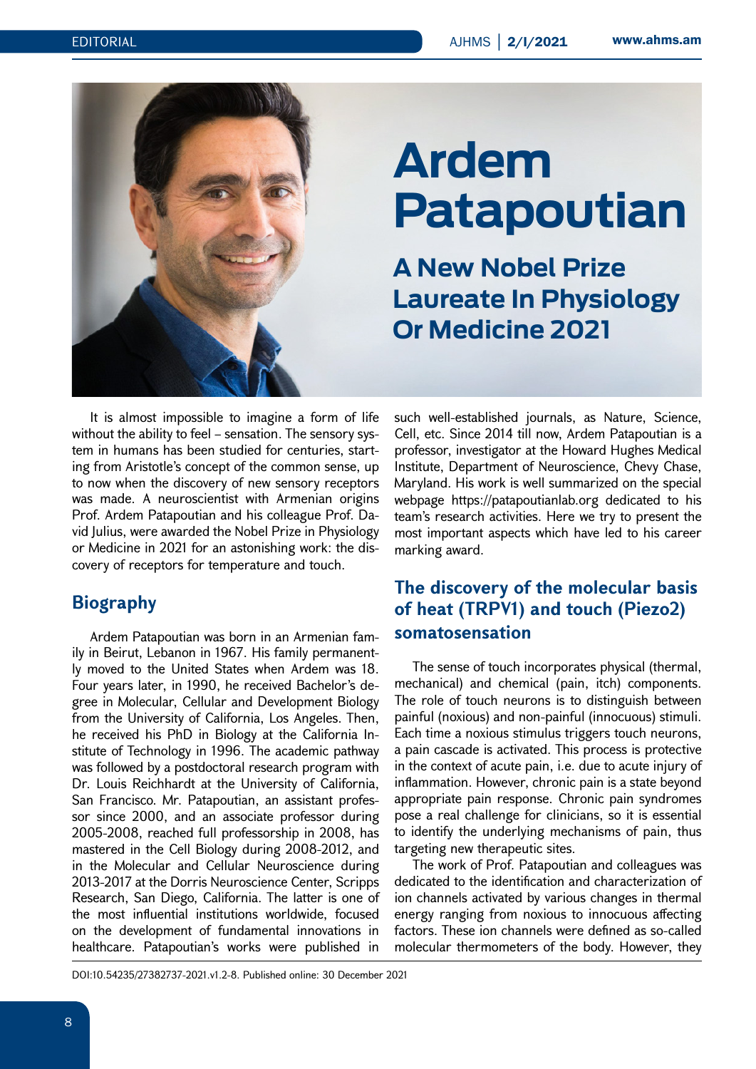# Ardem Patapoutian

## A New Nobel Prize Laureate In Physiology Or Medicine 2021

It is almost impossible to imagine a form of life without the ability to feel – sensation. The sensory system in humans has been studied for centuries, starting from Aristotle's concept of the common sense, up to now when the discovery of new sensory receptors was made. A neuroscientist with Armenian origins Prof. Ardem Patapoutian and his colleague Prof. David Julius, were awarded the Nobel Prize in Physiology or Medicine in 2021 for an astonishing work: the discovery of receptors for temperature and touch.

## Biography

Ardem Patapoutian was born in an Armenian family in Beirut, Lebanon in 1967. His family permanently moved to the United States when Ardem was 18. Four years later, in 1990, he received Bachelor's degree in Molecular, Cellular and Development Biology from the University of California, Los Angeles. Then, he received his PhD in Biology at the California Institute of Technology in 1996. The academic pathway was followed by a postdoctoral research program with Dr. Louis Reichhardt at the University of California, San Francisco. Mr. Patapoutian, an assistant professor since 2000, and an associate professor during 2005-2008, reached full professorship in 2008, has mastered in the Cell Biology during 2008-2012, and in the Molecular and Cellular Neuroscience during 2013-2017 at the Dorris Neuroscience Center, Scripps Research, San Diego, California. The latter is one of the most influential institutions worldwide, focused on the development of fundamental innovations in healthcare. Patapoutian's works were published in such well-established journals, as Nature, Science, Cell, etc. Since 2014 till now, Ardem Patapoutian is a professor, investigator at the Howard Hughes Medical Institute, Department of Neuroscience, Chevy Chase, Maryland. His work is well summarized on the special webpage https://patapoutianlab.org dedicated to his team's research activities. Here we try to present the most important aspects which have led to his career marking award.

## The discovery of the molecular basis of heat (TRPV1) and touch (Piezo2) somatosensation

The sense of touch incorporates physical (thermal, mechanical) and chemical (pain, itch) components. The role of touch neurons is to distinguish between painful (noxious) and non-painful (innocuous) stimuli. Each time a noxious stimulus triggers touch neurons, a pain cascade is activated. This process is protective in the context of acute pain, i.e. due to acute injury of inflammation. However, chronic pain is a state beyond appropriate pain response. Chronic pain syndromes pose a real challenge for clinicians, so it is essential to identify the underlying mechanisms of pain, thus targeting new therapeutic sites.

The work of Prof. Patapoutian and colleagues was dedicated to the identification and characterization of ion channels activated by various changes in thermal energy ranging from noxious to innocuous affecting factors. These ion channels were defined as so-called molecular thermometers of the body. However, they

DOI:10.54235/27382737-2021.v1.2-8. Published online: 30 December 2021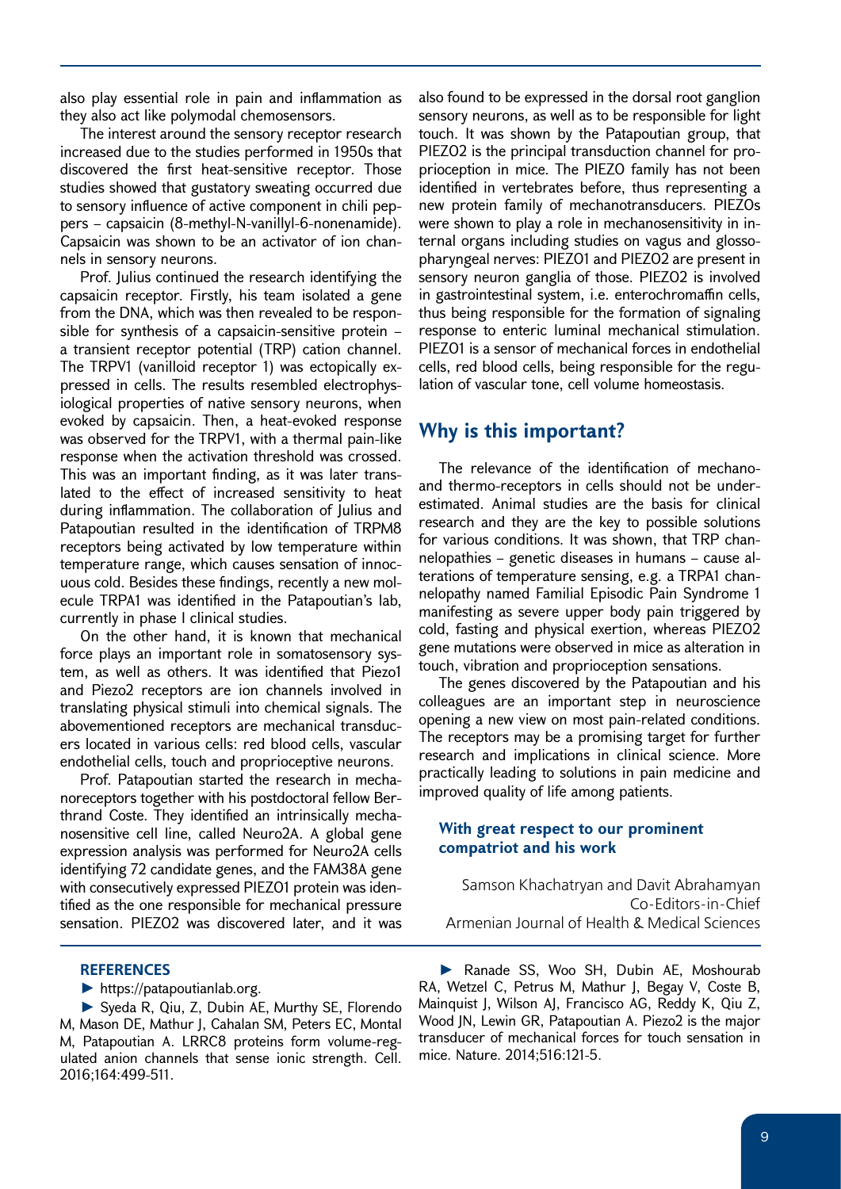also play essential role in pain and inflammation as they also act like polymodal chemosensors.

The interest around the sensory receptor research increased due to the studies performed in 1950s that discovered the first heat-sensitive receptor. Those studies showed that gustatory sweating occurred due to sensory influence of active component in chili peppers – capsaicin (8-methyl-N-vanillyl-6-nonenamide). Capsaicin was shown to be an activator of ion channels in sensory neurons.

Prof. Julius continued the research identifying the capsaicin receptor. Firstly, his team isolated a gene from the DNA, which was then revealed to be responsible for synthesis of a capsaicin-sensitive protein – a transient receptor potential (TRP) cation channel. The TRPV1 (vanilloid receptor 1) was ectopically expressed in cells. The results resembled electrophysiological properties of native sensory neurons, when evoked by capsaicin. Then, a heat-evoked response was observed for the TRPV1, with a thermal pain-like response when the activation threshold was crossed. This was an important finding, as it was later translated to the effect of increased sensitivity to heat during inflammation. The collaboration of Julius and Patapoutian resulted in the identification of TRPM8 receptors being activated by low temperature within temperature range, which causes sensation of innocuous cold. Besides these findings, recently a new molecule TRPA1 was identified in the Patapoutian's lab, currently in phase I clinical studies.

On the other hand, it is known that mechanical force plays an important role in somatosensory system, as well as others. It was identified that Piezo1 and Piezo2 receptors are ion channels involved in translating physical stimuli into chemical signals. The abovementioned receptors are mechanical transducers located in various cells: red blood cells, vascular endothelial cells, touch and proprioceptive neurons.

Prof. Patapoutian started the research in mechanoreceptors together with his postdoctoral fellow Berthrand Coste. They identified an intrinsically mechanosensitive cell line, called Neuro2A. A global gene expression analysis was performed for Neuro2A cells identifying 72 candidate genes, and the FAM38A gene with consecutively expressed PIEZO1 protein was identified as the one responsible for mechanical pressure sensation. PIEZO2 was discovered later, and it was also found to be expressed in the dorsal root ganglion sensory neurons, as well as to be responsible for light touch. It was shown by the Patapoutian group, that PIEZO2 is the principal transduction channel for proprioception in mice. The PIEZO family has not been identified in vertebrates before, thus representing a new protein family of mechanotransducers. PIEZOs were shown to play a role in mechanosensitivity in internal organs including studies on vagus and glossopharyngeal nerves: PIEZO1 and PIEZO2 are present in sensory neuron ganglia of those. PIEZO2 is involved in gastrointestinal system, i.e. enterochromaffin cells, thus being responsible for the formation of signaling response to enteric luminal mechanical stimulation. PIEZO1 is a sensor of mechanical forces in endothelial cells, red blood cells, being responsible for the regulation of vascular tone, cell volume homeostasis.

## Why is this important?

The relevance of the identification of mechano- and thermo-receptors in cells should not be underestimated. Animal studies are the basis for clinical research and they are the key to possible solutions for various conditions. It was shown, that TRP channelopathies – genetic diseases in humans – cause alterations of temperature sensing, e.g. a TRPA1 channelopathy named Familial Episodic Pain Syndrome 1 manifesting as severe upper body pain triggered by cold, fasting and physical exertion, whereas PIEZO2 gene mutations were observed in mice as alteration in touch, vibration and proprioception sensations.

The genes discovered by the Patapoutian and his colleagues are an important step in neuroscience opening a new view on most pain-related conditions. The receptors may be a promising target for further research and implications in clinical science. More practically leading to solutions in pain medicine and improved quality of life among patients.

**With great respect to our prominent compatriot and his work**

Samson Khachatryan and Davit Abrahamyan
Co-Editors-in-Chief
Armenian Journal of Health & Medical Sciences

### REFERENCES

- https://patapoutianlab.org.
- Syeda R, Qiu, Z, Dubin AE, Murthy SE, Florendo M, Mason DE, Mathur J, Cahalan SM, Peters EC, Montal M, Patapoutian A. LRRC8 proteins form volume-regulated anion channels that sense ionic strength. Cell. 2016;164:499-511.
- Ranade SS, Woo SH, Dubin AE, Moshourab RA, Wetzel C, Petrus M, Mathur J, Begay V, Coste B, Mainquist J, Wilson AJ, Francisco AG, Reddy K, Qiu Z, Wood JN, Lewin GR, Patapoutian A. Piezo2 is the major transducer of mechanical forces for touch sensation in mice. Nature. 2014;516:121-5.